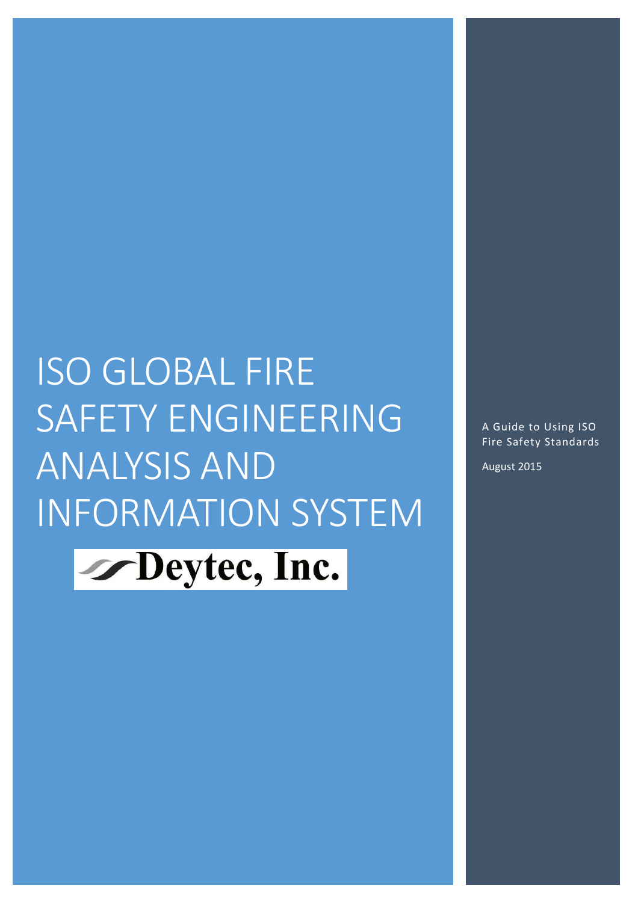# ISO GLOBAL FIRE SAFETY ENGINEERING ANALYSIS AND INFORMATION SYSTEM

Deytec, Inc.

A Guide to Using ISO Fire Safety Standards

August 2015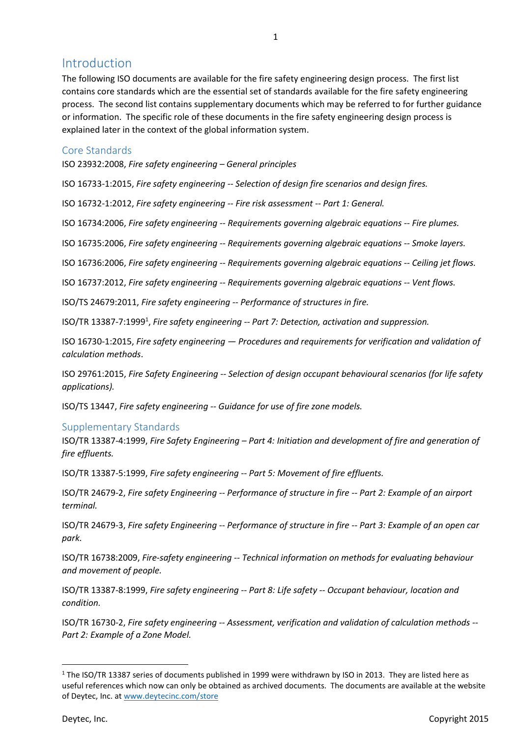# Introduction

The following ISO documents are available for the fire safety engineering design process. The first list contains core standards which are the essential set of standards available for the fire safety engineering process. The second list contains supplementary documents which may be referred to for further guidance or information. The specific role of these documents in the fire safety engineering design process is explained later in the context of the global information system.

## Core Standards

ISO 23932:2008, *Fire safety engineering – General principles*

ISO 16733-1:2015, *Fire safety engineering -- Selection of design fire scenarios and design fires.*

ISO 16732-1:2012, *Fire safety engineering -- Fire risk assessment -- Part 1: General.*

ISO 16734:2006, *Fire safety engineering -- Requirements governing algebraic equations -- Fire plumes.*

ISO 16735:2006, *Fire safety engineering -- Requirements governing algebraic equations -- Smoke layers.*

ISO 16736:2006, *Fire safety engineering -- Requirements governing algebraic equations -- Ceiling jet flows.*

ISO 16737:2012, *Fire safety engineering -- Requirements governing algebraic equations -- Vent flows.*

ISO/TS 24679:2011, *Fire safety engineering -- Performance of structures in fire.*

ISO/TR 13387-7:1999[1], *Fire safety engineering -- Part 7: Detection, activation and suppression.*

ISO 16730-1:2015, *Fire safety engineering — Procedures and requirements for verification and validation of calculation methods*.

ISO 29761:2015, *Fire Safety Engineering -- Selection of design occupant behavioural scenarios (for life safety applications).*

ISO/TS 13447, *Fire safety engineering -- Guidance for use of fire zone models.*

## Supplementary Standards

ISO/TR 13387-4:1999, *Fire Safety Engineering – Part 4: Initiation and development of fire and generation of fire effluents.*

ISO/TR 13387-5:1999, *Fire safety engineering -- Part 5: Movement of fire effluents.*

ISO/TR 24679-2, *Fire safety Engineering -- Performance of structure in fire -- Part 2: Example of an airport terminal.*

ISO/TR 24679-3, *Fire safety Engineering -- Performance of structure in fire -- Part 3: Example of an open car park.*

ISO/TR 16738:2009, *Fire-safety engineering -- Technical information on methods for evaluating behaviour and movement of people.*

ISO/TR 13387-8:1999, *Fire safety engineering -- Part 8: Life safety -- Occupant behaviour, location and condition.*

ISO/TR 16730-2, *Fire safety engineering -- Assessment, verification and validation of calculation methods -- Part 2: Example of a Zone Model.*

---

[1] The ISO/TR 13387 series of documents published in 1999 were withdrawn by ISO in 2013. They are listed here as useful references which now can only be obtained as archived documents. The documents are available at the website of Deytec, Inc. at www.deytecinc.com/store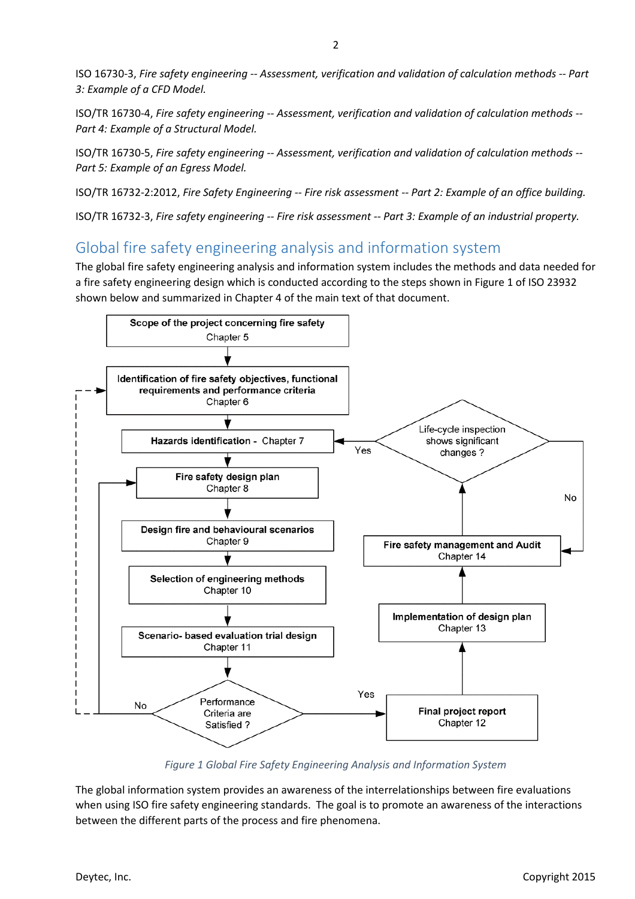ISO 16730-3, *Fire safety engineering -- Assessment, verification and validation of calculation methods -- Part 3: Example of a CFD Model.*

ISO/TR 16730-4, *Fire safety engineering -- Assessment, verification and validation of calculation methods -- Part 4: Example of a Structural Model.*

ISO/TR 16730-5, *Fire safety engineering -- Assessment, verification and validation of calculation methods -- Part 5: Example of an Egress Model.*

ISO/TR 16732-2:2012, *Fire Safety Engineering -- Fire risk assessment -- Part 2: Example of an office building.*

ISO/TR 16732-3, *Fire safety engineering -- Fire risk assessment -- Part 3: Example of an industrial property.*

## Global fire safety engineering analysis and information system

The global fire safety engineering analysis and information system includes the methods and data needed for a fire safety engineering design which is conducted according to the steps shown in Figure 1 of ISO 23932 shown below and summarized in Chapter 4 of the main text of that document.

Scope of the project concerning fire safety
Chapter 5

Identification of fire safety objectives, functional requirements and performance criteria
Chapter 6

Hazards identification - Chapter 7

Fire safety design plan
Chapter 8

Design fire and behavioural scenarios
Chapter 9

Selection of engineering methods
Chapter 10

Scenario- based evaluation trial design
Chapter 11

Performance Criteria are Satisfied ?

No

Yes

Final project report
Chapter 12

Implementation of design plan
Chapter 13

Fire safety management and Audit
Chapter 14

Life-cycle inspection shows significant changes ?

Yes

No

*Figure 1 Global Fire Safety Engineering Analysis and Information System*

The global information system provides an awareness of the interrelationships between fire evaluations when using ISO fire safety engineering standards. The goal is to promote an awareness of the interactions between the different parts of the process and fire phenomena.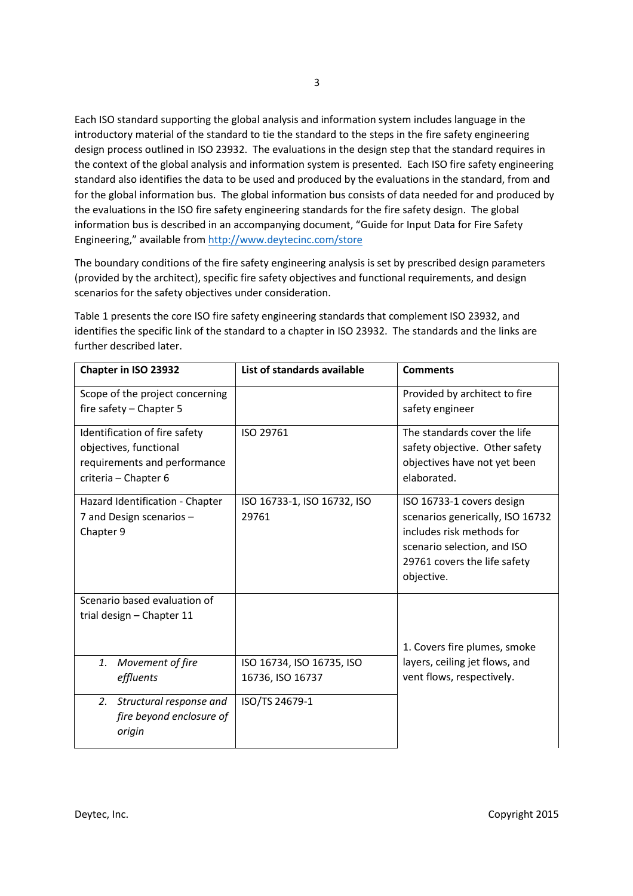Each ISO standard supporting the global analysis and information system includes language in the introductory material of the standard to tie the standard to the steps in the fire safety engineering design process outlined in ISO 23932. The evaluations in the design step that the standard requires in the context of the global analysis and information system is presented. Each ISO fire safety engineering standard also identifies the data to be used and produced by the evaluations in the standard, from and for the global information bus. The global information bus consists of data needed for and produced by the evaluations in the ISO fire safety engineering standards for the fire safety design. The global information bus is described in an accompanying document, "Guide for Input Data for Fire Safety Engineering," available from http://www.deytecinc.com/store

The boundary conditions of the fire safety engineering analysis is set by prescribed design parameters (provided by the architect), specific fire safety objectives and functional requirements, and design scenarios for the safety objectives under consideration.

Table 1 presents the core ISO fire safety engineering standards that complement ISO 23932, and identifies the specific link of the standard to a chapter in ISO 23932. The standards and the links are further described later.

| Chapter in ISO 23932 | List of standards available | Comments |
|---|---|---|
| Scope of the project concerning fire safety – Chapter 5 | | Provided by architect to fire safety engineer |
| Identification of fire safety objectives, functional requirements and performance criteria – Chapter 6 | ISO 29761 | The standards cover the life safety objective. Other safety objectives have not yet been elaborated. |
| Hazard Identification - Chapter 7 and Design scenarios – Chapter 9 | ISO 16733-1, ISO 16732, ISO 29761 | ISO 16733-1 covers design scenarios generically, ISO 16732 includes risk methods for scenario selection, and ISO 29761 covers the life safety objective. |
| Scenario based evaluation of trial design – Chapter 11 | | |
| 1. *Movement of fire effluents* | ISO 16734, ISO 16735, ISO 16736, ISO 16737 | 1. Covers fire plumes, smoke layers, ceiling jet flows, and vent flows, respectively. |
| 2. *Structural response and fire beyond enclosure of origin* | ISO/TS 24679-1 | |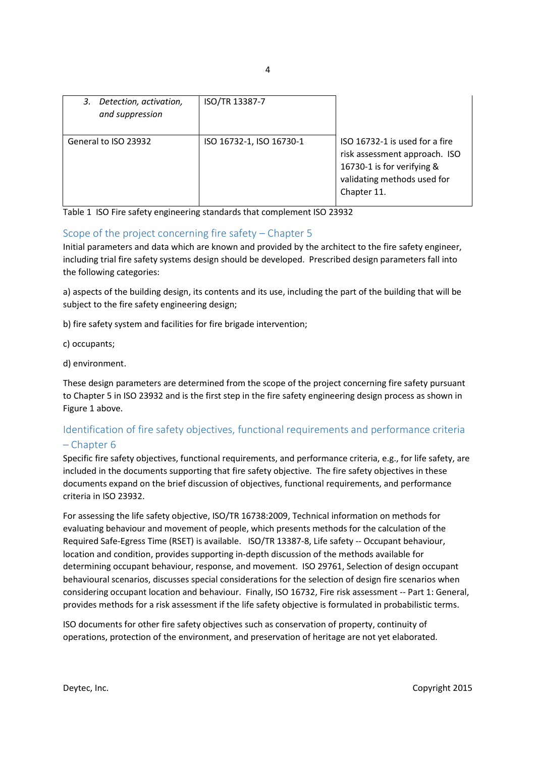| | | |
|---|---|---|
| 3. *Detection, activation, and suppression* | ISO/TR 13387-7 | |
| General to ISO 23932 | ISO 16732-1, ISO 16730-1 | ISO 16732-1 is used for a fire risk assessment approach. ISO 16730-1 is for verifying & validating methods used for Chapter 11. |

Table 1 ISO Fire safety engineering standards that complement ISO 23932

## Scope of the project concerning fire safety – Chapter 5

Initial parameters and data which are known and provided by the architect to the fire safety engineer, including trial fire safety systems design should be developed. Prescribed design parameters fall into the following categories:

a) aspects of the building design, its contents and its use, including the part of the building that will be subject to the fire safety engineering design;

b) fire safety system and facilities for fire brigade intervention;

c) occupants;

d) environment.

These design parameters are determined from the scope of the project concerning fire safety pursuant to Chapter 5 in ISO 23932 and is the first step in the fire safety engineering design process as shown in Figure 1 above.

## Identification of fire safety objectives, functional requirements and performance criteria – Chapter 6

Specific fire safety objectives, functional requirements, and performance criteria, e.g., for life safety, are included in the documents supporting that fire safety objective. The fire safety objectives in these documents expand on the brief discussion of objectives, functional requirements, and performance criteria in ISO 23932.

For assessing the life safety objective, ISO/TR 16738:2009, Technical information on methods for evaluating behaviour and movement of people, which presents methods for the calculation of the Required Safe-Egress Time (RSET) is available. ISO/TR 13387-8, Life safety -- Occupant behaviour, location and condition, provides supporting in-depth discussion of the methods available for determining occupant behaviour, response, and movement. ISO 29761, Selection of design occupant behavioural scenarios, discusses special considerations for the selection of design fire scenarios when considering occupant location and behaviour. Finally, ISO 16732, Fire risk assessment -- Part 1: General, provides methods for a risk assessment if the life safety objective is formulated in probabilistic terms.

ISO documents for other fire safety objectives such as conservation of property, continuity of operations, protection of the environment, and preservation of heritage are not yet elaborated.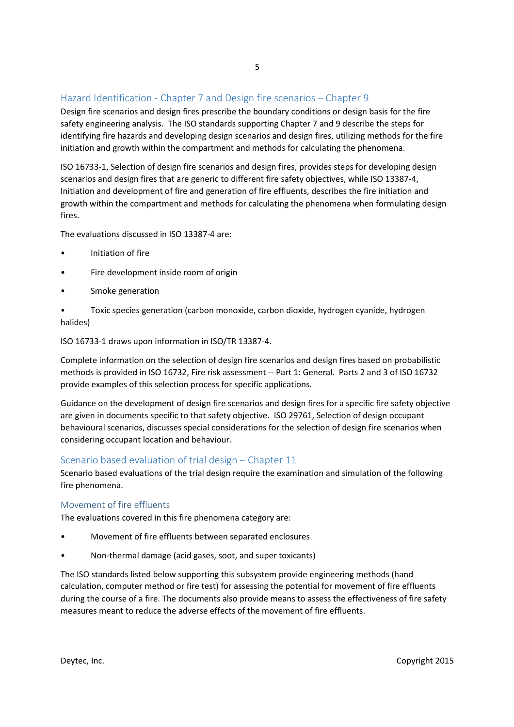## Hazard Identification - Chapter 7 and Design fire scenarios – Chapter 9

Design fire scenarios and design fires prescribe the boundary conditions or design basis for the fire safety engineering analysis. The ISO standards supporting Chapter 7 and 9 describe the steps for identifying fire hazards and developing design scenarios and design fires, utilizing methods for the fire initiation and growth within the compartment and methods for calculating the phenomena.

ISO 16733-1, Selection of design fire scenarios and design fires, provides steps for developing design scenarios and design fires that are generic to different fire safety objectives, while ISO 13387-4, Initiation and development of fire and generation of fire effluents, describes the fire initiation and growth within the compartment and methods for calculating the phenomena when formulating design fires.

The evaluations discussed in ISO 13387-4 are:

- Initiation of fire
- Fire development inside room of origin
- Smoke generation
- Toxic species generation (carbon monoxide, carbon dioxide, hydrogen cyanide, hydrogen halides)

ISO 16733-1 draws upon information in ISO/TR 13387-4.

Complete information on the selection of design fire scenarios and design fires based on probabilistic methods is provided in ISO 16732, Fire risk assessment -- Part 1: General. Parts 2 and 3 of ISO 16732 provide examples of this selection process for specific applications.

Guidance on the development of design fire scenarios and design fires for a specific fire safety objective are given in documents specific to that safety objective. ISO 29761, Selection of design occupant behavioural scenarios, discusses special considerations for the selection of design fire scenarios when considering occupant location and behaviour.

## Scenario based evaluation of trial design – Chapter 11

Scenario based evaluations of the trial design require the examination and simulation of the following fire phenomena.

### Movement of fire effluents

The evaluations covered in this fire phenomena category are:

- Movement of fire effluents between separated enclosures
- Non-thermal damage (acid gases, soot, and super toxicants)

The ISO standards listed below supporting this subsystem provide engineering methods (hand calculation, computer method or fire test) for assessing the potential for movement of fire effluents during the course of a fire. The documents also provide means to assess the effectiveness of fire safety measures meant to reduce the adverse effects of the movement of fire effluents.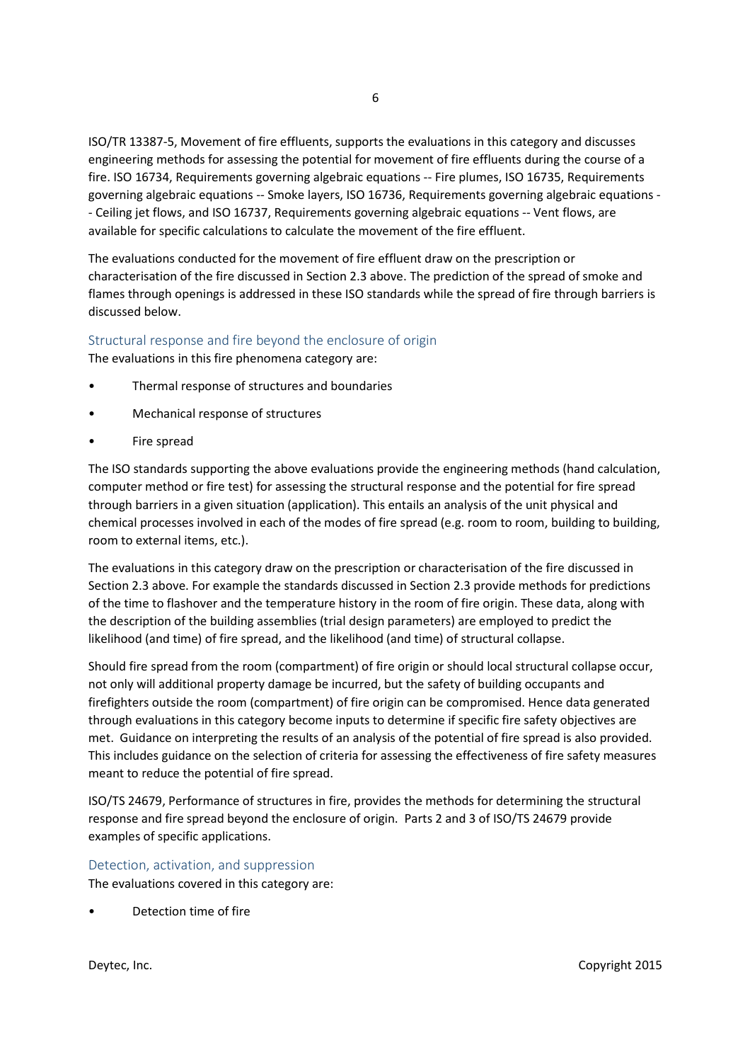ISO/TR 13387-5, Movement of fire effluents, supports the evaluations in this category and discusses engineering methods for assessing the potential for movement of fire effluents during the course of a fire. ISO 16734, Requirements governing algebraic equations -- Fire plumes, ISO 16735, Requirements governing algebraic equations -- Smoke layers, ISO 16736, Requirements governing algebraic equations -- Ceiling jet flows, and ISO 16737, Requirements governing algebraic equations -- Vent flows, are available for specific calculations to calculate the movement of the fire effluent.

The evaluations conducted for the movement of fire effluent draw on the prescription or characterisation of the fire discussed in Section 2.3 above. The prediction of the spread of smoke and flames through openings is addressed in these ISO standards while the spread of fire through barriers is discussed below.

### Structural response and fire beyond the enclosure of origin

The evaluations in this fire phenomena category are:

- Thermal response of structures and boundaries
- Mechanical response of structures
- Fire spread

The ISO standards supporting the above evaluations provide the engineering methods (hand calculation, computer method or fire test) for assessing the structural response and the potential for fire spread through barriers in a given situation (application). This entails an analysis of the unit physical and chemical processes involved in each of the modes of fire spread (e.g. room to room, building to building, room to external items, etc.).

The evaluations in this category draw on the prescription or characterisation of the fire discussed in Section 2.3 above. For example the standards discussed in Section 2.3 provide methods for predictions of the time to flashover and the temperature history in the room of fire origin. These data, along with the description of the building assemblies (trial design parameters) are employed to predict the likelihood (and time) of fire spread, and the likelihood (and time) of structural collapse.

Should fire spread from the room (compartment) of fire origin or should local structural collapse occur, not only will additional property damage be incurred, but the safety of building occupants and firefighters outside the room (compartment) of fire origin can be compromised. Hence data generated through evaluations in this category become inputs to determine if specific fire safety objectives are met. Guidance on interpreting the results of an analysis of the potential of fire spread is also provided. This includes guidance on the selection of criteria for assessing the effectiveness of fire safety measures meant to reduce the potential of fire spread.

ISO/TS 24679, Performance of structures in fire, provides the methods for determining the structural response and fire spread beyond the enclosure of origin. Parts 2 and 3 of ISO/TS 24679 provide examples of specific applications.

### Detection, activation, and suppression

The evaluations covered in this category are:

- Detection time of fire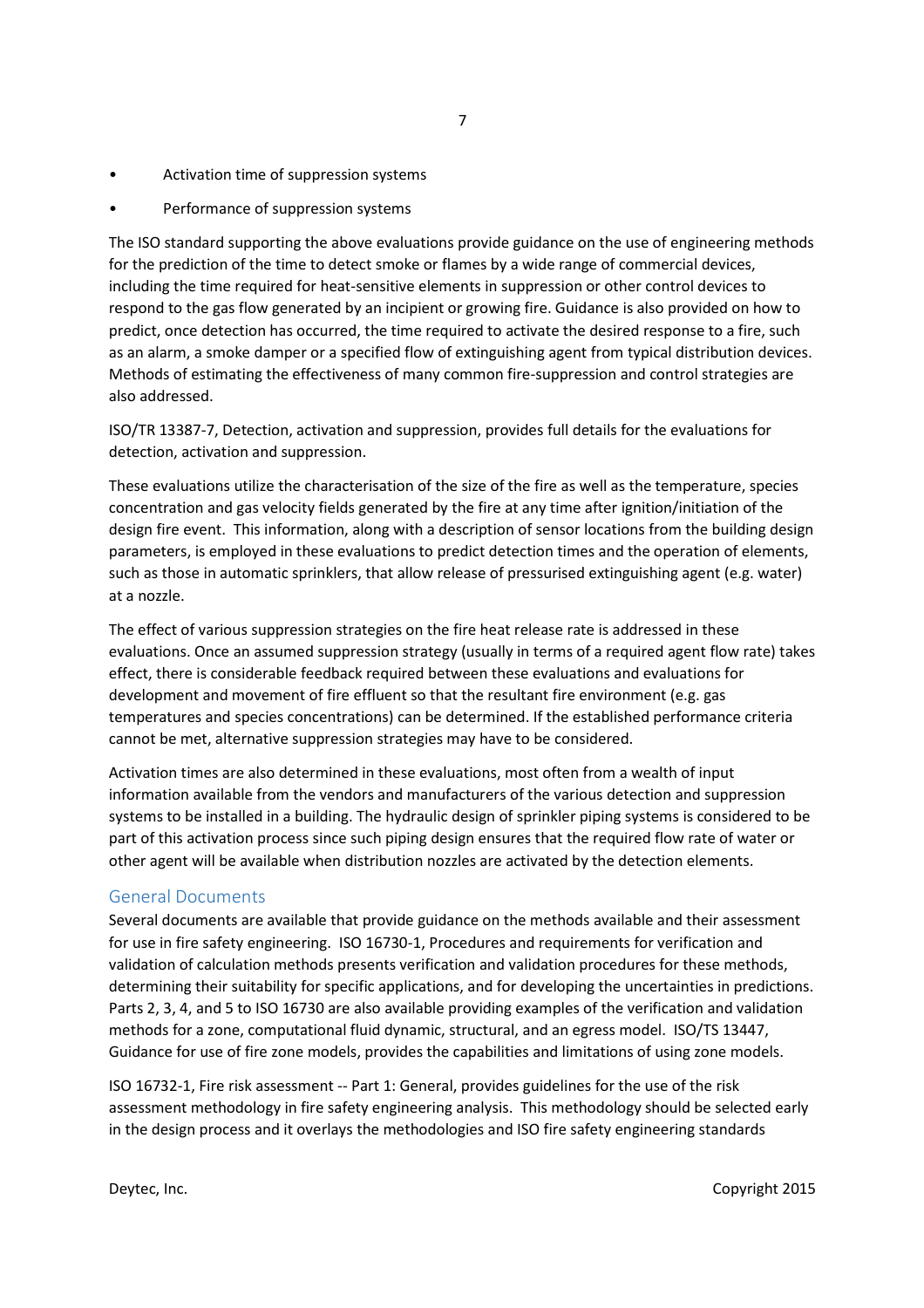- Activation time of suppression systems
- Performance of suppression systems

The ISO standard supporting the above evaluations provide guidance on the use of engineering methods for the prediction of the time to detect smoke or flames by a wide range of commercial devices, including the time required for heat-sensitive elements in suppression or other control devices to respond to the gas flow generated by an incipient or growing fire. Guidance is also provided on how to predict, once detection has occurred, the time required to activate the desired response to a fire, such as an alarm, a smoke damper or a specified flow of extinguishing agent from typical distribution devices. Methods of estimating the effectiveness of many common fire-suppression and control strategies are also addressed.

ISO/TR 13387-7, Detection, activation and suppression, provides full details for the evaluations for detection, activation and suppression.

These evaluations utilize the characterisation of the size of the fire as well as the temperature, species concentration and gas velocity fields generated by the fire at any time after ignition/initiation of the design fire event. This information, along with a description of sensor locations from the building design parameters, is employed in these evaluations to predict detection times and the operation of elements, such as those in automatic sprinklers, that allow release of pressurised extinguishing agent (e.g. water) at a nozzle.

The effect of various suppression strategies on the fire heat release rate is addressed in these evaluations. Once an assumed suppression strategy (usually in terms of a required agent flow rate) takes effect, there is considerable feedback required between these evaluations and evaluations for development and movement of fire effluent so that the resultant fire environment (e.g. gas temperatures and species concentrations) can be determined. If the established performance criteria cannot be met, alternative suppression strategies may have to be considered.

Activation times are also determined in these evaluations, most often from a wealth of input information available from the vendors and manufacturers of the various detection and suppression systems to be installed in a building. The hydraulic design of sprinkler piping systems is considered to be part of this activation process since such piping design ensures that the required flow rate of water or other agent will be available when distribution nozzles are activated by the detection elements.

## General Documents

Several documents are available that provide guidance on the methods available and their assessment for use in fire safety engineering. ISO 16730-1, Procedures and requirements for verification and validation of calculation methods presents verification and validation procedures for these methods, determining their suitability for specific applications, and for developing the uncertainties in predictions. Parts 2, 3, 4, and 5 to ISO 16730 are also available providing examples of the verification and validation methods for a zone, computational fluid dynamic, structural, and an egress model. ISO/TS 13447, Guidance for use of fire zone models, provides the capabilities and limitations of using zone models.

ISO 16732-1, Fire risk assessment -- Part 1: General, provides guidelines for the use of the risk assessment methodology in fire safety engineering analysis. This methodology should be selected early in the design process and it overlays the methodologies and ISO fire safety engineering standards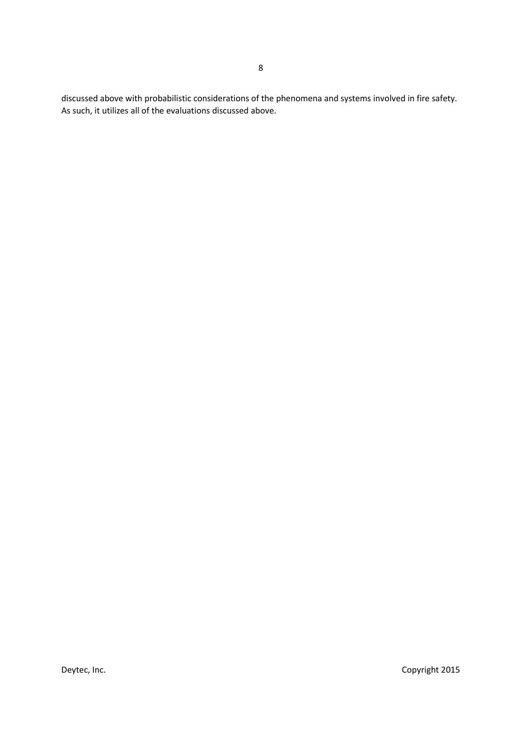discussed above with probabilistic considerations of the phenomena and systems involved in fire safety. As such, it utilizes all of the evaluations discussed above.